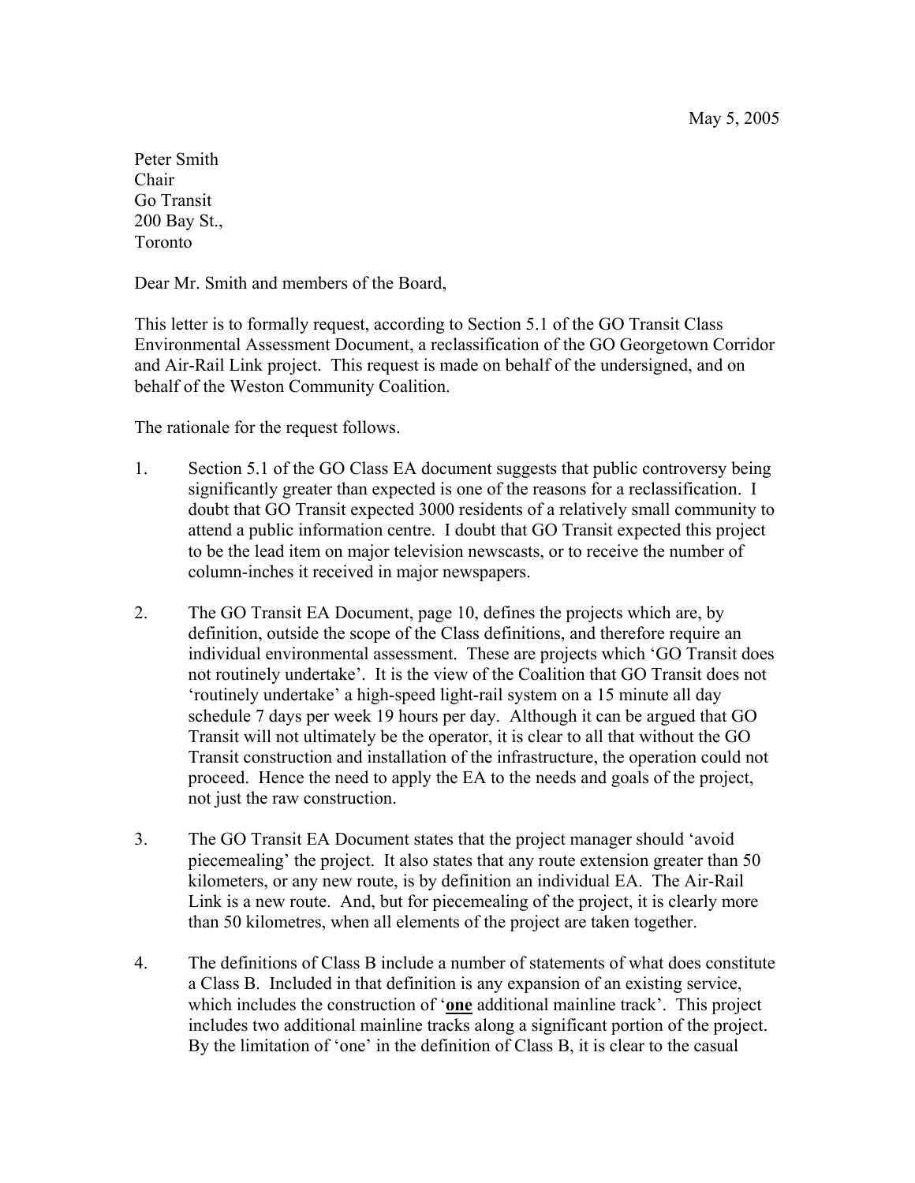May 5, 2005

Peter Smith
Chair
Go Transit
200 Bay St.,
Toronto

Dear Mr. Smith and members of the Board,

This letter is to formally request, according to Section 5.1 of the GO Transit Class Environmental Assessment Document, a reclassification of the GO Georgetown Corridor and Air-Rail Link project. This request is made on behalf of the undersigned, and on behalf of the Weston Community Coalition.

The rationale for the request follows.

1. Section 5.1 of the GO Class EA document suggests that public controversy being significantly greater than expected is one of the reasons for a reclassification. I doubt that GO Transit expected 3000 residents of a relatively small community to attend a public information centre. I doubt that GO Transit expected this project to be the lead item on major television newscasts, or to receive the number of column-inches it received in major newspapers.

2. The GO Transit EA Document, page 10, defines the projects which are, by definition, outside the scope of the Class definitions, and therefore require an individual environmental assessment. These are projects which 'GO Transit does not routinely undertake'. It is the view of the Coalition that GO Transit does not 'routinely undertake' a high-speed light-rail system on a 15 minute all day schedule 7 days per week 19 hours per day. Although it can be argued that GO Transit will not ultimately be the operator, it is clear to all that without the GO Transit construction and installation of the infrastructure, the operation could not proceed. Hence the need to apply the EA to the needs and goals of the project, not just the raw construction.

3. The GO Transit EA Document states that the project manager should 'avoid piecemealing' the project. It also states that any route extension greater than 50 kilometers, or any new route, is by definition an individual EA. The Air-Rail Link is a new route. And, but for piecemealing of the project, it is clearly more than 50 kilometres, when all elements of the project are taken together.

4. The definitions of Class B include a number of statements of what does constitute a Class B. Included in that definition is any expansion of an existing service, which includes the construction of '**one**' additional mainline track'. This project includes two additional mainline tracks along a significant portion of the project. By the limitation of 'one' in the definition of Class B, it is clear to the casual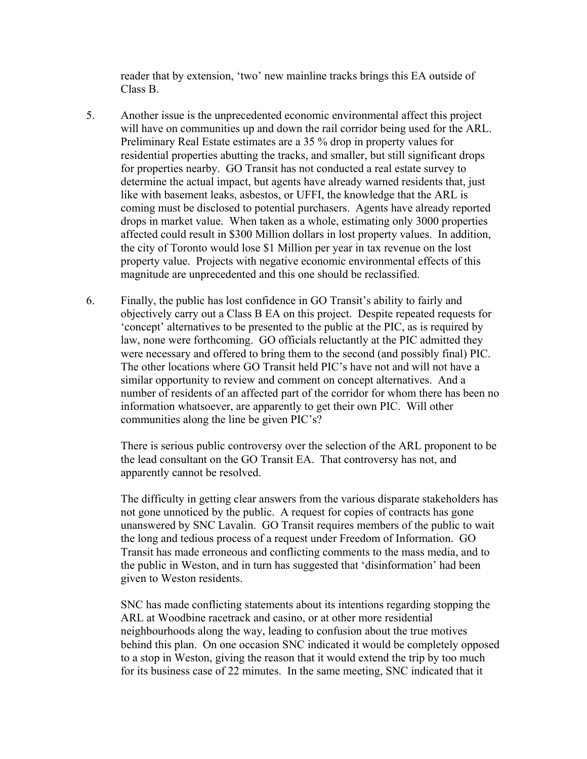reader that by extension, 'two' new mainline tracks brings this EA outside of Class B.

5. Another issue is the unprecedented economic environmental affect this project will have on communities up and down the rail corridor being used for the ARL. Preliminary Real Estate estimates are a 35 % drop in property values for residential properties abutting the tracks, and smaller, but still significant drops for properties nearby. GO Transit has not conducted a real estate survey to determine the actual impact, but agents have already warned residents that, just like with basement leaks, asbestos, or UFFI, the knowledge that the ARL is coming must be disclosed to potential purchasers. Agents have already reported drops in market value. When taken as a whole, estimating only 3000 properties affected could result in \$300 Million dollars in lost property values. In addition, the city of Toronto would lose \$1 Million per year in tax revenue on the lost property value. Projects with negative economic environmental effects of this magnitude are unprecedented and this one should be reclassified.

6. Finally, the public has lost confidence in GO Transit's ability to fairly and objectively carry out a Class B EA on this project. Despite repeated requests for 'concept' alternatives to be presented to the public at the PIC, as is required by law, none were forthcoming. GO officials reluctantly at the PIC admitted they were necessary and offered to bring them to the second (and possibly final) PIC. The other locations where GO Transit held PIC's have not and will not have a similar opportunity to review and comment on concept alternatives. And a number of residents of an affected part of the corridor for whom there has been no information whatsoever, are apparently to get their own PIC. Will other communities along the line be given PIC's?

   There is serious public controversy over the selection of the ARL proponent to be the lead consultant on the GO Transit EA. That controversy has not, and apparently cannot be resolved.

   The difficulty in getting clear answers from the various disparate stakeholders has not gone unnoticed by the public. A request for copies of contracts has gone unanswered by SNC Lavalin. GO Transit requires members of the public to wait the long and tedious process of a request under Freedom of Information. GO Transit has made erroneous and conflicting comments to the mass media, and to the public in Weston, and in turn has suggested that 'disinformation' had been given to Weston residents.

   SNC has made conflicting statements about its intentions regarding stopping the ARL at Woodbine racetrack and casino, or at other more residential neighbourhoods along the way, leading to confusion about the true motives behind this plan. On one occasion SNC indicated it would be completely opposed to a stop in Weston, giving the reason that it would extend the trip by too much for its business case of 22 minutes. In the same meeting, SNC indicated that it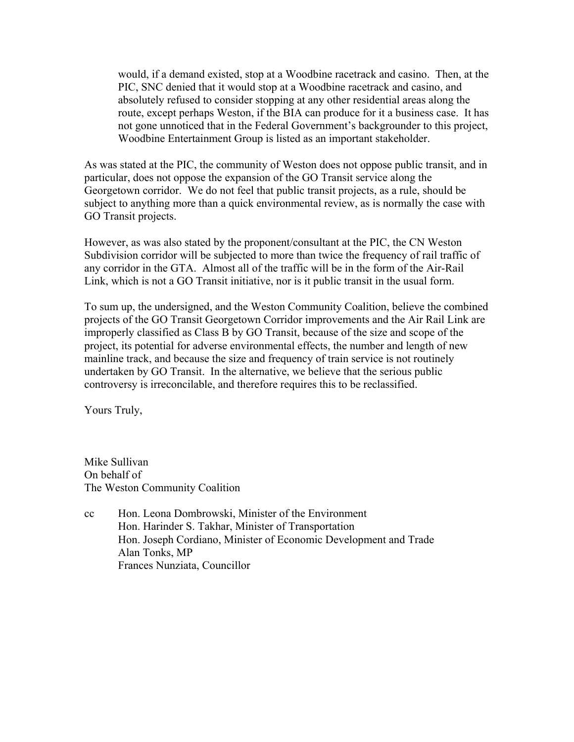would, if a demand existed, stop at a Woodbine racetrack and casino. Then, at the PIC, SNC denied that it would stop at a Woodbine racetrack and casino, and absolutely refused to consider stopping at any other residential areas along the route, except perhaps Weston, if the BIA can produce for it a business case. It has not gone unnoticed that in the Federal Government's backgrounder to this project, Woodbine Entertainment Group is listed as an important stakeholder.

As was stated at the PIC, the community of Weston does not oppose public transit, and in particular, does not oppose the expansion of the GO Transit service along the Georgetown corridor. We do not feel that public transit projects, as a rule, should be subject to anything more than a quick environmental review, as is normally the case with GO Transit projects.

However, as was also stated by the proponent/consultant at the PIC, the CN Weston Subdivision corridor will be subjected to more than twice the frequency of rail traffic of any corridor in the GTA. Almost all of the traffic will be in the form of the Air-Rail Link, which is not a GO Transit initiative, nor is it public transit in the usual form.

To sum up, the undersigned, and the Weston Community Coalition, believe the combined projects of the GO Transit Georgetown Corridor improvements and the Air Rail Link are improperly classified as Class B by GO Transit, because of the size and scope of the project, its potential for adverse environmental effects, the number and length of new mainline track, and because the size and frequency of train service is not routinely undertaken by GO Transit. In the alternative, we believe that the serious public controversy is irreconcilable, and therefore requires this to be reclassified.

Yours Truly,

Mike Sullivan
On behalf of
The Weston Community Coalition

cc Hon. Leona Dombrowski, Minister of the Environment
Hon. Harinder S. Takhar, Minister of Transportation
Hon. Joseph Cordiano, Minister of Economic Development and Trade
Alan Tonks, MP
Frances Nunziata, Councillor